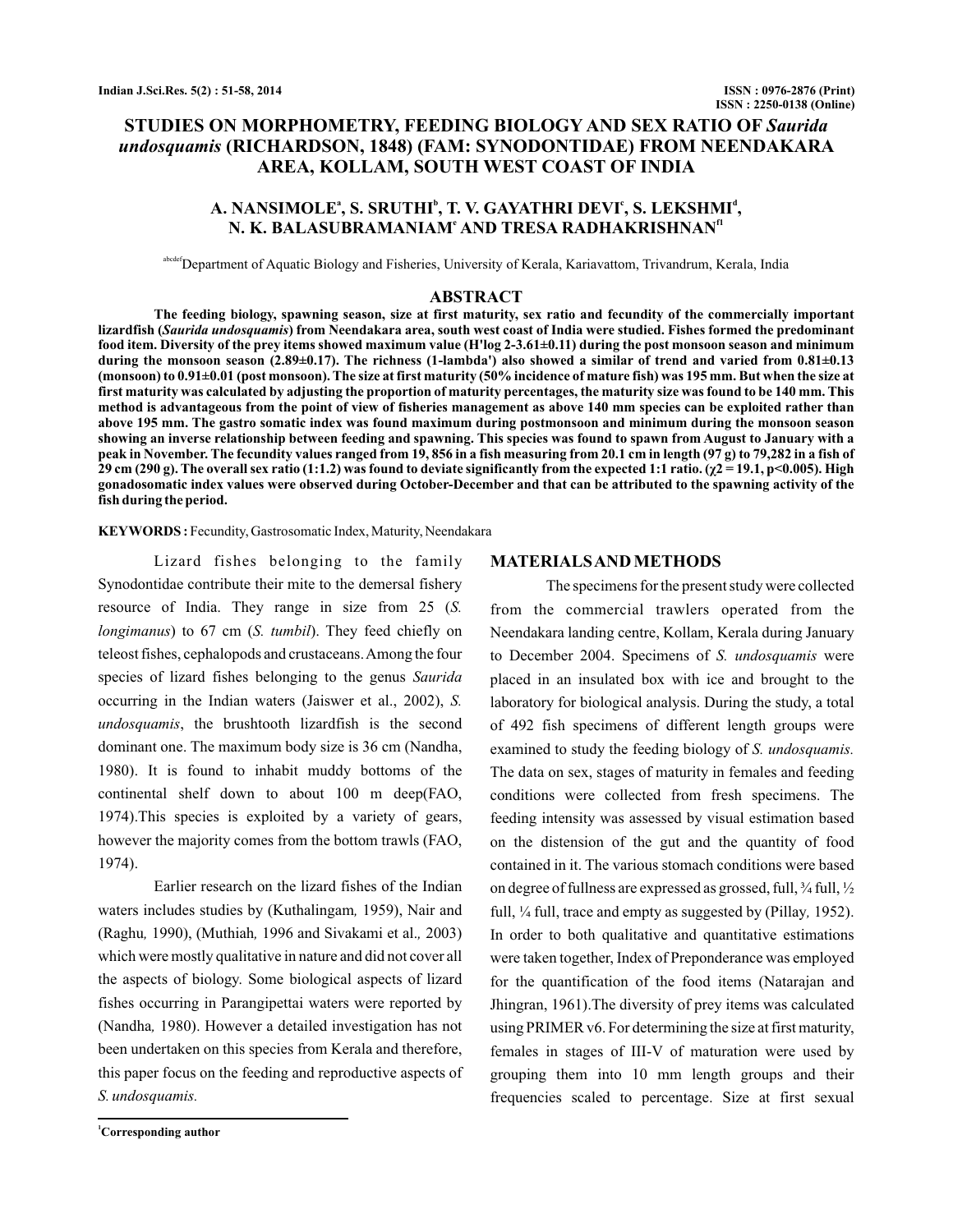# STUDIES ON MORPHOMETRY, FEEDING BIOLOGY AND SEX RATIO OF *Saurida undosquamis* (RICHARDSON, 1848) (FAM: SYNODONTIDAE) FROM NEENDAKARA AREA, KOLLAM, SOUTH WEST COAST OF INDIA

**A. NANSIMOLE[a], S. SRUTHI[b], T. V. GAYATHRI DEVI[c], S. LEKSHMI[d], N. K. BALASUBRAMANIAM[e] AND TRESA RADHAKRISHNAN[f1]**

[abcdef]Department of Aquatic Biology and Fisheries, University of Kerala, Kariavattom, Trivandrum, Kerala, India

## ABSTRACT

**The feeding biology, spawning season, size at first maturity, sex ratio and fecundity of the commercially important lizardfish (*Saurida undosquamis*) from Neendakara area, south west coast of India were studied. Fishes formed the predominant food item. Diversity of the prey items showed maximum value (H'log 2-3.61±0.11) during the post monsoon season and minimum during the monsoon season (2.89±0.17). The richness (1-lambda') also showed a similar of trend and varied from 0.81±0.13 (monsoon) to 0.91±0.01 (post monsoon). The size at first maturity (50% incidence of mature fish) was 195 mm. But when the size at first maturity was calculated by adjusting the proportion of maturity percentages, the maturity size was found to be 140 mm. This method is advantageous from the point of view of fisheries management as above 140 mm species can be exploited rather than above 195 mm. The gastro somatic index was found maximum during postmonsoon and minimum during the monsoon season showing an inverse relationship between feeding and spawning. This species was found to spawn from August to January with a peak in November. The fecundity values ranged from 19, 856 in a fish measuring from 20.1 cm in length (97 g) to 79,282 in a fish of 29 cm (290 g). The overall sex ratio (1:1.2) was found to deviate significantly from the expected 1:1 ratio. ($\chi^2$ = 19.1, $p$<0.005). High gonadosomatic index values were observed during October-December and that can be attributed to the spawning activity of the fish during the period.**

**KEYWORDS :** Fecundity, Gastrosomatic Index, Maturity, Neendakara

Lizard fishes belonging to the family Synodontidae contribute their mite to the demersal fishery resource of India. They range in size from 25 (*S. longimanus*) to 67 cm (*S. tumbil*). They feed chiefly on teleost fishes, cephalopods and crustaceans. Among the four species of lizard fishes belonging to the genus *Saurida* occurring in the Indian waters (Jaiswer et al., 2002), *S. undosquamis*, the brushtooth lizardfish is the second dominant one. The maximum body size is 36 cm (Nandha, 1980). It is found to inhabit muddy bottoms of the continental shelf down to about 100 m deep(FAO, 1974).This species is exploited by a variety of gears, however the majority comes from the bottom trawls (FAO, 1974).

Earlier research on the lizard fishes of the Indian waters includes studies by (Kuthalingam, 1959), Nair and (Raghu, 1990), (Muthiah, 1996 and Sivakami et al., 2003) which were mostly qualitative in nature and did not cover all the aspects of biology. Some biological aspects of lizard fishes occurring in Parangipettai waters were reported by (Nandha, 1980). However a detailed investigation has not been undertaken on this species from Kerala and therefore, this paper focus on the feeding and reproductive aspects of *S. undosquamis.*

## MATERIALS AND METHODS

The specimens for the present study were collected from the commercial trawlers operated from the Neendakara landing centre, Kollam, Kerala during January to December 2004. Specimens of *S. undosquamis* were placed in an insulated box with ice and brought to the laboratory for biological analysis. During the study, a total of 492 fish specimens of different length groups were examined to study the feeding biology of *S. undosquamis.* The data on sex, stages of maturity in females and feeding conditions were collected from fresh specimens. The feeding intensity was assessed by visual estimation based on the distension of the gut and the quantity of food contained in it. The various stomach conditions were based on degree of fullness are expressed as grossed, full, ¾ full, ½ full, ¼ full, trace and empty as suggested by (Pillay, 1952). In order to both qualitative and quantitative estimations were taken together, Index of Preponderance was employed for the quantification of the food items (Natarajan and Jhingran, 1961).The diversity of prey items was calculated using PRIMER v6. For determining the size at first maturity, females in stages of III-V of maturation were used by grouping them into 10 mm length groups and their frequencies scaled to percentage. Size at first sexual

[1]Corresponding author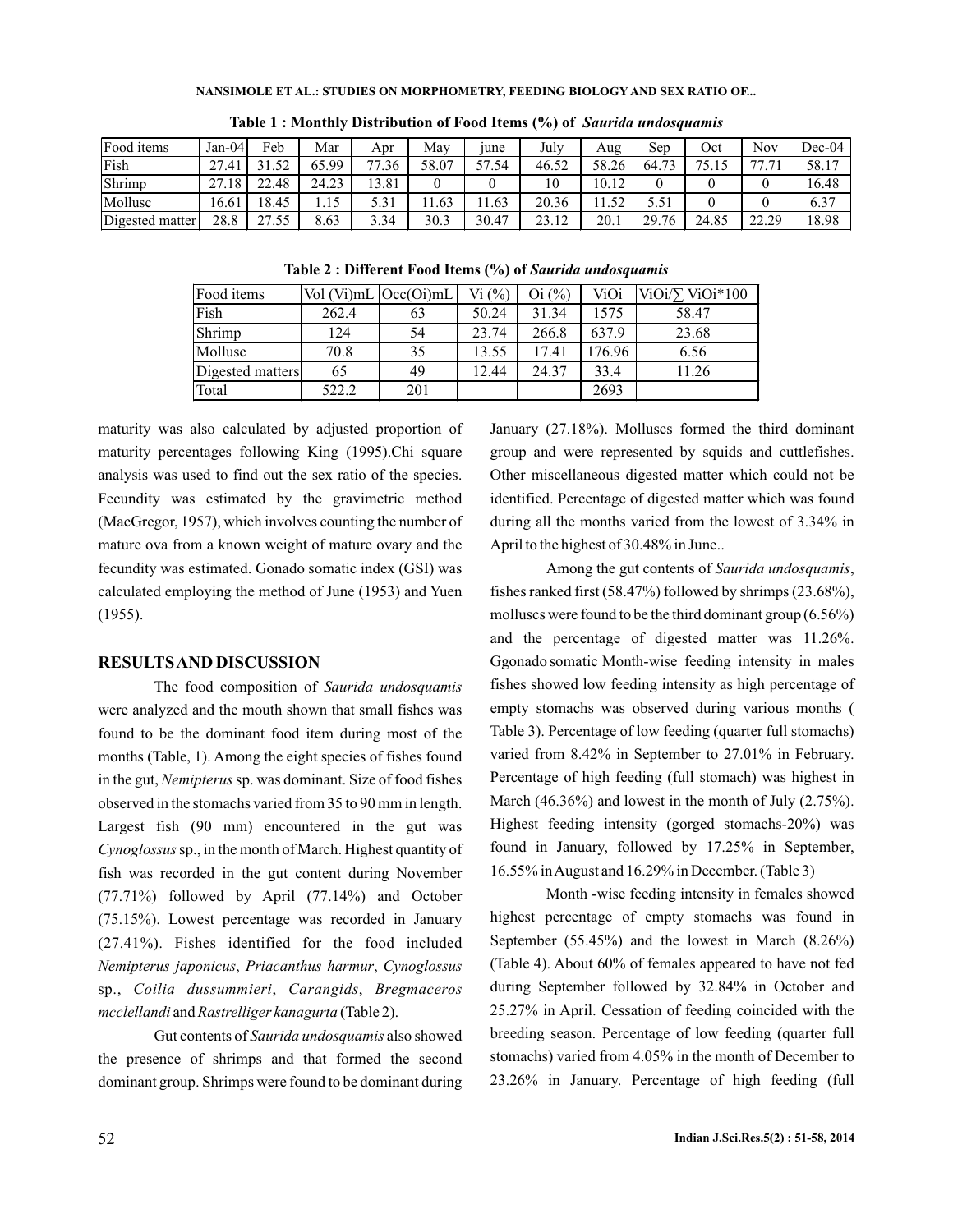**Table 1 : Monthly Distribution of Food Items (%) of *Saurida undosquamis***

| Food items | Jan-04 | Feb | Mar | Apr | May | june | July | Aug | Sep | Oct | Nov | Dec-04 |
|---|---|---|---|---|---|---|---|---|---|---|---|---|
| Fish | 27.41 | 31.52 | 65.99 | 77.36 | 58.07 | 57.54 | 46.52 | 58.26 | 64.73 | 75.15 | 77.71 | 58.17 |
| Shrimp | 27.18 | 22.48 | 24.23 | 13.81 | 0 | 0 | 10 | 10.12 | 0 | 0 | 0 | 16.48 |
| Mollusc | 16.61 | 18.45 | 1.15 | 5.31 | 11.63 | 11.63 | 20.36 | 11.52 | 5.51 | 0 | 0 | 6.37 |
| Digested matter | 28.8 | 27.55 | 8.63 | 3.34 | 30.3 | 30.47 | 23.12 | 20.1 | 29.76 | 24.85 | 22.29 | 18.98 |

**Table 2 : Different Food Items (%) of *Saurida undosquamis***

| Food items | Vol (Vi)mL | Occ(Oi)mL | Vi (%) | Oi (%) | ViOi | ViOi/∑ ViOi*100 |
|---|---|---|---|---|---|---|
| Fish | 262.4 | 63 | 50.24 | 31.34 | 1575 | 58.47 |
| Shrimp | 124 | 54 | 23.74 | 266.8 | 637.9 | 23.68 |
| Mollusc | 70.8 | 35 | 13.55 | 17.41 | 176.96 | 6.56 |
| Digested matters | 65 | 49 | 12.44 | 24.37 | 33.4 | 11.26 |
| Total | 522.2 | 201 | | | 2693 | |

maturity was also calculated by adjusted proportion of maturity percentages following King (1995).Chi square analysis was used to find out the sex ratio of the species. Fecundity was estimated by the gravimetric method (MacGregor, 1957), which involves counting the number of mature ova from a known weight of mature ovary and the fecundity was estimated. Gonado somatic index (GSI) was calculated employing the method of June (1953) and Yuen (1955).

## RESULTS AND DISCUSSION

The food composition of *Saurida undosquamis* were analyzed and the mouth shown that small fishes was found to be the dominant food item during most of the months (Table, 1). Among the eight species of fishes found in the gut, *Nemipterus* sp. was dominant. Size of food fishes observed in the stomachs varied from 35 to 90 mm in length. Largest fish (90 mm) encountered in the gut was *Cynoglossus* sp., in the month of March. Highest quantity of fish was recorded in the gut content during November (77.71%) followed by April (77.14%) and October (75.15%). Lowest percentage was recorded in January (27.41%). Fishes identified for the food included *Nemipterus japonicus*, *Priacanthus harmur*, *Cynoglossus* sp., *Coilia dussummieri*, *Carangids*, *Bregmaceros mcclellandi* and *Rastrelliger kanagurta* (Table 2).

Gut contents of *Saurida undosquamis* also showed the presence of shrimps and that formed the second dominant group. Shrimps were found to be dominant during January (27.18%). Molluscs formed the third dominant group and were represented by squids and cuttlefishes. Other miscellaneous digested matter which could not be identified. Percentage of digested matter which was found during all the months varied from the lowest of 3.34% in April to the highest of 30.48% in June..

Among the gut contents of *Saurida undosquamis*, fishes ranked first (58.47%) followed by shrimps (23.68%), molluscs were found to be the third dominant group (6.56%) and the percentage of digested matter was 11.26%. Ggonado somatic Month-wise feeding intensity in males fishes showed low feeding intensity as high percentage of empty stomachs was observed during various months ( Table 3). Percentage of low feeding (quarter full stomachs) varied from 8.42% in September to 27.01% in February. Percentage of high feeding (full stomach) was highest in March (46.36%) and lowest in the month of July (2.75%). Highest feeding intensity (gorged stomachs-20%) was found in January, followed by 17.25% in September, 16.55% in August and 16.29% in December. (Table 3)

Month -wise feeding intensity in females showed highest percentage of empty stomachs was found in September (55.45%) and the lowest in March (8.26%) (Table 4). About 60% of females appeared to have not fed during September followed by 32.84% in October and 25.27% in April. Cessation of feeding coincided with the breeding season. Percentage of low feeding (quarter full stomachs) varied from 4.05% in the month of December to 23.26% in January. Percentage of high feeding (full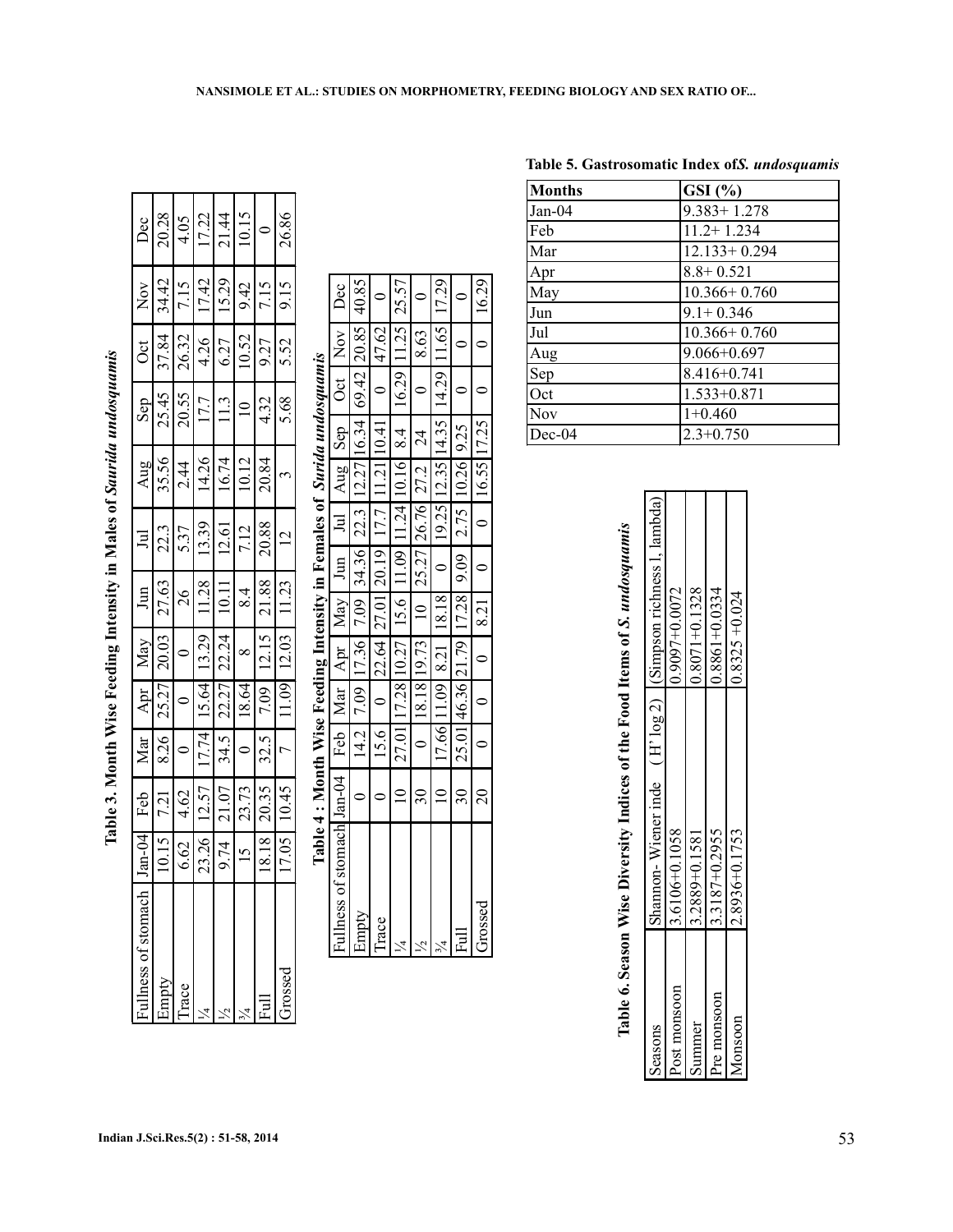**Table 3. Month Wise Feeding Intensity in Males of *Saurida undosquamis***

| Fullness of stomach | Jan-04 | Feb | Mar | Apr | May | Jun | Jul | Aug | Sep | Oct | Nov | Dec |
|---|---|---|---|---|---|---|---|---|---|---|---|---|
| Empty | 10.15 | 7.21 | 8.26 | 25.27 | 20.03 | 27.63 | 22.3 | 35.56 | 25.45 | 37.84 | 34.42 | 20.28 |
| Trace | 6.62 | 4.62 | 0 | 0 | 0 | 26 | 5.37 | 2.44 | 20.55 | 26.32 | 7.15 | 4.05 |
| ¼ | 23.26 | 12.57 | 17.74 | 15.64 | 13.29 | 11.28 | 13.39 | 14.26 | 17.7 | 4.26 | 17.42 | 17.22 |
| ½ | 9.74 | 21.07 | 34.5 | 22.27 | 22.24 | 10.11 | 12.61 | 16.74 | 11.3 | 6.27 | 15.29 | 21.44 |
| ¾ | 15 | 23.73 | 0 | 18.64 | 8 | 8.4 | 7.12 | 10.12 | 10 | 10.52 | 9.42 | 10.15 |
| Full | 18.18 | 20.35 | 32.5 | 7.09 | 12.15 | 21.88 | 20.88 | 20.84 | 4.32 | 9.27 | 7.15 | 0 |
| Grossed | 17.05 | 10.45 | 7 | 11.09 | 12.03 | 11.23 | 12 | 3 | 5.68 | 5.52 | 9.15 | 26.86 |

**Table 4 : Month Wise Feeding Intensity in Females of *Surida undosquamis***

| Fullness of stomach | Jan-04 | Feb | Mar | Apr | May | Jun | Jul | Aug | Sep | Oct | Nov | Dec |
|---|---|---|---|---|---|---|---|---|---|---|---|---|
| Empty | 0 | 14.2 | 7.09 | 17.36 | 7.09 | 34.36 | 22.3 | 12.27 | 16.34 | 69.42 | 20.85 | 40.85 |
| Trace | 0 | 15.6 | 0 | 22.64 | 27.01 | 20.19 | 17.7 | 11.21 | 10.41 | 0 | 47.62 | 0 |
| ¼ | 10 | 27.01 | 17.28 | 10.27 | 15.6 | 11.09 | 11.24 | 10.16 | 8.4 | 16.29 | 11.25 | 25.57 |
| ½ | 30 | 0 | 18.18 | 19.73 | 10 | 25.27 | 26.76 | 27.2 | 24 | 0 | 8.63 | 0 |
| ¾ | 10 | 17.66 | 11.09 | 8.21 | 18.18 | 0 | 19.25 | 12.35 | 14.35 | 14.29 | 11.65 | 17.29 |
| Full | 30 | 25.01 | 46.36 | 21.79 | 17.28 | 9.09 | 2.75 | 10.26 | 9.25 | 0 | 0 | 0 |
| Grossed | 20 | 0 | 0 | 0 | 8.21 | 0 | 0 | 16.55 | 17.25 | 0 | 0 | 16.29 |

**Table 5. Gastrosomatic Index of *S. undosquamis***

| Months | GSI (%) |
|---|---|
| Jan-04 | 9.383+ 1.278 |
| Feb | 11.2+ 1.234 |
| Mar | 12.133+ 0.294 |
| Apr | 8.8+ 0.521 |
| May | 10.366+ 0.760 |
| Jun | 9.1+ 0.346 |
| Jul | 10.366+ 0.760 |
| Aug | 9.066+0.697 |
| Sep | 8.416+0.741 |
| Oct | 1.533+0.871 |
| Nov | 1+0.460 |
| Dec-04 | 2.3+0.750 |

**Table 6. Season Wise Diversity Indices of the Food Items of *S. undosquamis***

| Seasons | Shannon- Wiener inde ( H' log 2) | (Simpson richness l, lambda) |
|---|---|---|
| Post monsoon | 3.6106+0.1058 | 0.9097+0.0072 |
| Summer | 3.2889+0.1581 | 0.8071+0.1328 |
| Pre monsoon | 3.3187+0.2955 | 0.8861+0.0334 |
| Monsoon | 2.8936+0.1753 | 0.8325 +0.024 |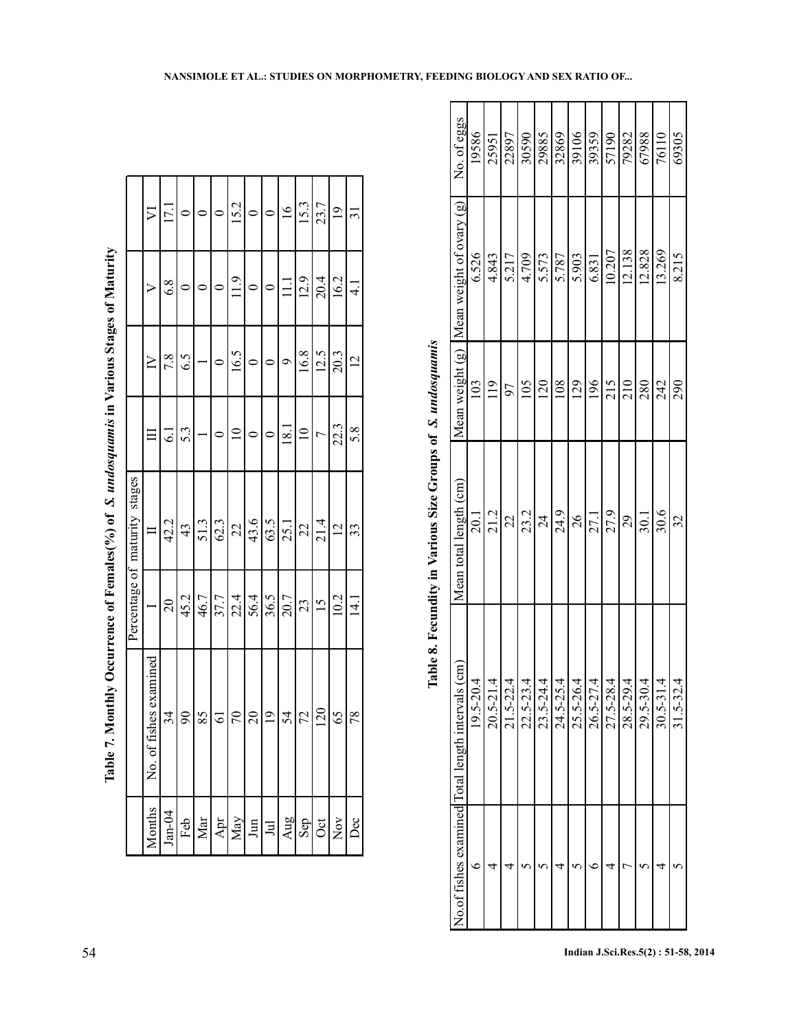**Table 7. Monthly Occurrence of Females(%) of *S. undosquamis* in Various Stages of Maturity**

| | | Percentage of maturity stages | | | | | |
|---|---|---|---|---|---|---|---|
| Months | No. of fishes examined | I | II | III | IV | V | VI |
| Jan-04 | 34 | 20 | 42.2 | 6.1 | 7.8 | 6.8 | 17.1 |
| Feb | 90 | 45.2 | 43 | 5.3 | 6.5 | 0 | 0 |
| Mar | 85 | 46.7 | 51.3 | 1 | 1 | 0 | 0 |
| Apr | 61 | 37.7 | 62.3 | 0 | 0 | 0 | 0 |
| May | 70 | 22.4 | 22 | 10 | 16.5 | 11.9 | 15.2 |
| Jun | 20 | 56.4 | 43.6 | 0 | 0 | 0 | 0 |
| Jul | 19 | 36.5 | 63.5 | 0 | 0 | 0 | 0 |
| Aug | 54 | 20.7 | 25.1 | 18.1 | 9 | 11.1 | 16 |
| Sep | 72 | 23 | 22 | 10 | 16.8 | 12.9 | 15.3 |
| Oct | 120 | 15 | 21.4 | 7 | 12.5 | 20.4 | 23.7 |
| Nov | 65 | 10.2 | 12 | 22.3 | 20.3 | 16.2 | 19 |
| Dec | 78 | 14.1 | 33 | 5.8 | 12 | 4.1 | 31 |

**Table 8. Fecundity in Various Size Groups of *S. undosquamis***

| No.of fishes examined | Total length intervals (cm) | Mean total length (cm) | Mean weight (g) | Mean weight of ovary (g) | No. of eggs |
|---|---|---|---|---|---|
| 6 | 19.5-20.4 | 20.1 | 103 | 6.526 | 19586 |
| 4 | 20.5-21.4 | 21.2 | 119 | 4.843 | 25951 |
| 4 | 21.5-22.4 | 22 | 97 | 5.217 | 22897 |
| 5 | 22.5-23.4 | 23.2 | 105 | 4.709 | 30590 |
| 5 | 23.5-24.4 | 24 | 120 | 5.573 | 29885 |
| 4 | 24.5-25.4 | 24.9 | 108 | 5.787 | 32869 |
| 5 | 25.5-26.4 | 26 | 129 | 5.903 | 39106 |
| 6 | 26.5-27.4 | 27.1 | 196 | 6.831 | 39359 |
| 4 | 27.5-28.4 | 27.9 | 215 | 10.207 | 57190 |
| 7 | 28.5-29.4 | 29 | 210 | 12.138 | 79282 |
| 5 | 29.5-30.4 | 30.1 | 280 | 12.828 | 67988 |
| 4 | 30.5-31.4 | 30.6 | 242 | 13.269 | 76110 |
| 5 | 31.5-32.4 | 32 | 290 | 8.215 | 69305 |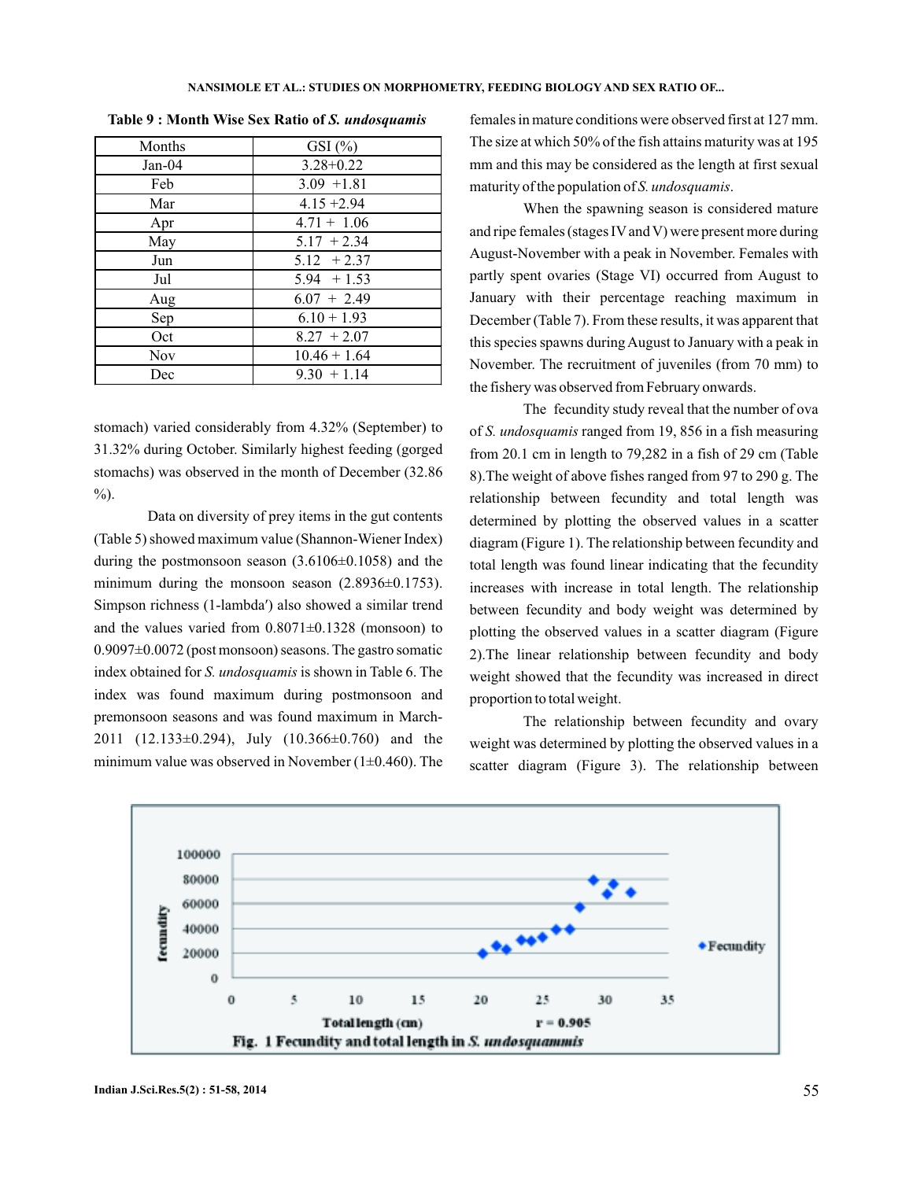**Table 9 : Month Wise Sex Ratio of *S. undosquamis***

| Months | GSI (%) |
|---|---|
| Jan-04 | 3.28+0.22 |
| Feb | 3.09 +1.81 |
| Mar | 4.15 +2.94 |
| Apr | 4.71 + 1.06 |
| May | 5.17 + 2.34 |
| Jun | 5.12 + 2.37 |
| Jul | 5.94 + 1.53 |
| Aug | 6.07 + 2.49 |
| Sep | 6.10 + 1.93 |
| Oct | 8.27 + 2.07 |
| Nov | 10.46 + 1.64 |
| Dec | 9.30 + 1.14 |

stomach) varied considerably from 4.32% (September) to 31.32% during October. Similarly highest feeding (gorged stomachs) was observed in the month of December (32.86 %).

Data on diversity of prey items in the gut contents (Table 5) showed maximum value (Shannon-Wiener Index) during the postmonsoon season (3.6106±0.1058) and the minimum during the monsoon season (2.8936±0.1753). Simpson richness (1-lambda′) also showed a similar trend and the values varied from 0.8071±0.1328 (monsoon) to 0.9097±0.0072 (post monsoon) seasons. The gastro somatic index obtained for *S. undosquamis* is shown in Table 6. The index was found maximum during postmonsoon and premonsoon seasons and was found maximum in March-2011 (12.133±0.294), July (10.366±0.760) and the minimum value was observed in November (1±0.460). The females in mature conditions were observed first at 127 mm. The size at which 50% of the fish attains maturity was at 195 mm and this may be considered as the length at first sexual maturity of the population of *S. undosquamis*.

When the spawning season is considered mature and ripe females (stages IV and V) were present more during August-November with a peak in November. Females with partly spent ovaries (Stage VI) occurred from August to January with their percentage reaching maximum in December (Table 7). From these results, it was apparent that this species spawns during August to January with a peak in November. The recruitment of juveniles (from 70 mm) to the fishery was observed from February onwards.

The fecundity study reveal that the number of ova of *S. undosquamis* ranged from 19, 856 in a fish measuring from 20.1 cm in length to 79,282 in a fish of 29 cm (Table 8).The weight of above fishes ranged from 97 to 290 g. The relationship between fecundity and total length was determined by plotting the observed values in a scatter diagram (Figure 1). The relationship between fecundity and total length was found linear indicating that the fecundity increases with increase in total length. The relationship between fecundity and body weight was determined by plotting the observed values in a scatter diagram (Figure 2).The linear relationship between fecundity and body weight showed that the fecundity was increased in direct proportion to total weight.

The relationship between fecundity and ovary weight was determined by plotting the observed values in a scatter diagram (Figure 3). The relationship between

Fig. 1 Fecundity and total length in *S. undosquammis*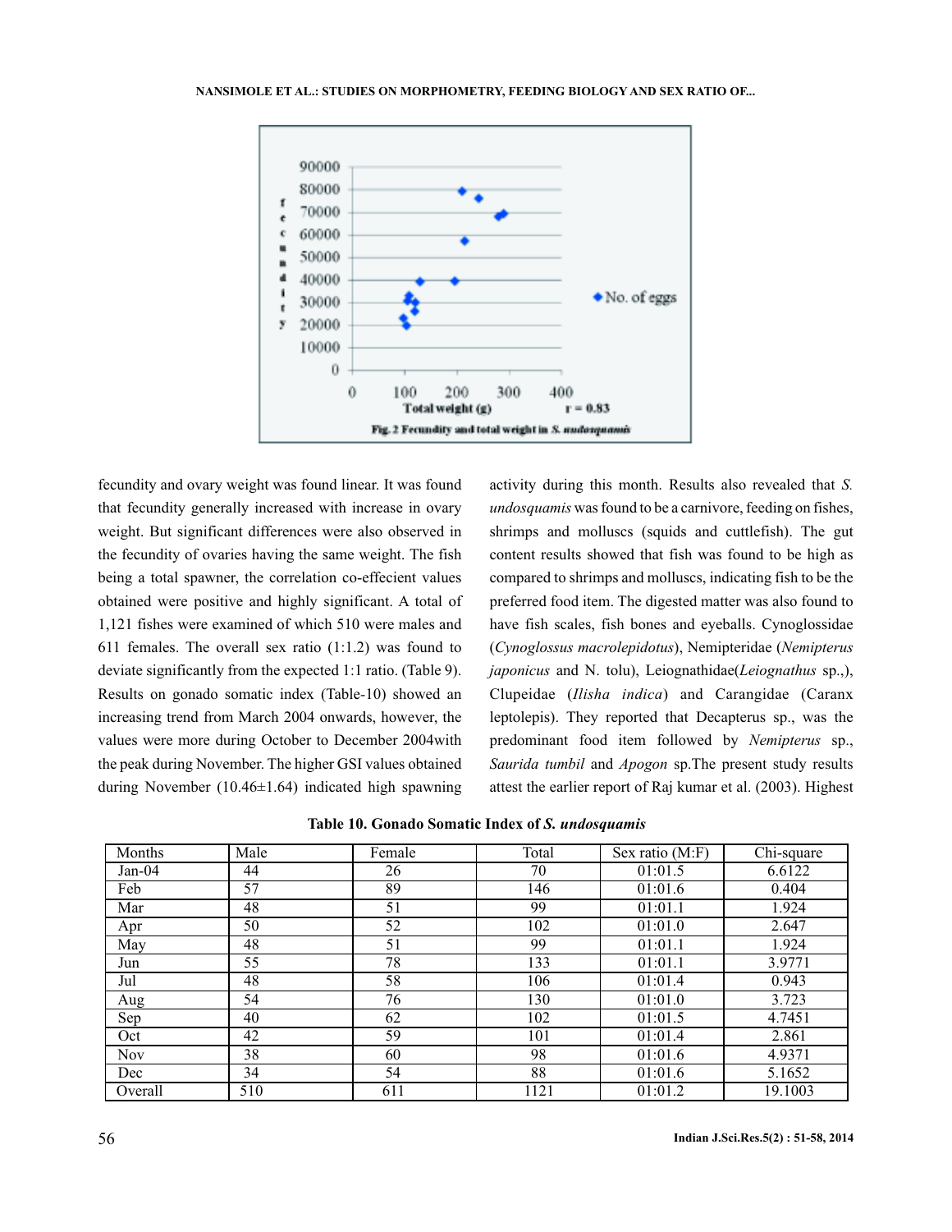Fig. 2 Fecundity and total weight in *S. undosquamis*

fecundity and ovary weight was found linear. It was found that fecundity generally increased with increase in ovary weight. But significant differences were also observed in the fecundity of ovaries having the same weight. The fish being a total spawner, the correlation co-effecient values obtained were positive and highly significant. A total of 1,121 fishes were examined of which 510 were males and 611 females. The overall sex ratio (1:1.2) was found to deviate significantly from the expected 1:1 ratio. (Table 9). Results on gonado somatic index (Table-10) showed an increasing trend from March 2004 onwards, however, the values were more during October to December 2004with the peak during November. The higher GSI values obtained during November (10.46±1.64) indicated high spawning activity during this month. Results also revealed that *S. undosquamis* was found to be a carnivore, feeding on fishes, shrimps and molluscs (squids and cuttlefish). The gut content results showed that fish was found to be high as compared to shrimps and molluscs, indicating fish to be the preferred food item. The digested matter was also found to have fish scales, fish bones and eyeballs. Cynoglossidae (*Cynoglossus macrolepidotus*), Nemipteridae (*Nemipterus japonicus* and N. tolu), Leiognathidae(*Leiognathus* sp.,), Clupeidae (*Ilisha indica*) and Carangidae (Caranx leptolepis). They reported that Decapterus sp., was the predominant food item followed by *Nemipterus* sp., *Saurida tumbil* and *Apogon* sp.The present study results attest the earlier report of Raj kumar et al. (2003). Highest

**Table 10. Gonado Somatic Index of *S. undosquamis***

| Months | Male | Female | Total | Sex ratio (M:F) | Chi-square |
|---|---|---|---|---|---|
| Jan-04 | 44 | 26 | 70 | 01:01.5 | 6.6122 |
| Feb | 57 | 89 | 146 | 01:01.6 | 0.404 |
| Mar | 48 | 51 | 99 | 01:01.1 | 1.924 |
| Apr | 50 | 52 | 102 | 01:01.0 | 2.647 |
| May | 48 | 51 | 99 | 01:01.1 | 1.924 |
| Jun | 55 | 78 | 133 | 01:01.1 | 3.9771 |
| Jul | 48 | 58 | 106 | 01:01.4 | 0.943 |
| Aug | 54 | 76 | 130 | 01:01.0 | 3.723 |
| Sep | 40 | 62 | 102 | 01:01.5 | 4.7451 |
| Oct | 42 | 59 | 101 | 01:01.4 | 2.861 |
| Nov | 38 | 60 | 98 | 01:01.6 | 4.9371 |
| Dec | 34 | 54 | 88 | 01:01.6 | 5.1652 |
| Overall | 510 | 611 | 1121 | 01:01.2 | 19.1003 |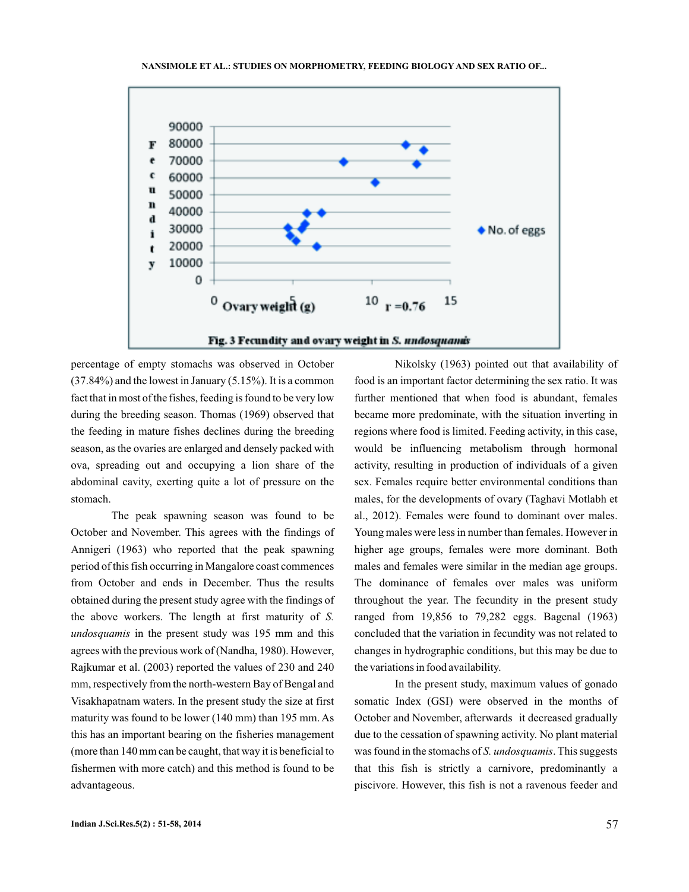Fig. 3 Fecundity and ovary weight in *S. undosquamis*

percentage of empty stomachs was observed in October (37.84%) and the lowest in January (5.15%). It is a common fact that in most of the fishes, feeding is found to be very low during the breeding season. Thomas (1969) observed that the feeding in mature fishes declines during the breeding season, as the ovaries are enlarged and densely packed with ova, spreading out and occupying a lion share of the abdominal cavity, exerting quite a lot of pressure on the stomach.

The peak spawning season was found to be October and November. This agrees with the findings of Annigeri (1963) who reported that the peak spawning period of this fish occurring in Mangalore coast commences from October and ends in December. Thus the results obtained during the present study agree with the findings of the above workers. The length at first maturity of *S. undosquamis* in the present study was 195 mm and this agrees with the previous work of (Nandha, 1980). However, Rajkumar et al. (2003) reported the values of 230 and 240 mm, respectively from the north-western Bay of Bengal and Visakhapatnam waters. In the present study the size at first maturity was found to be lower (140 mm) than 195 mm. As this has an important bearing on the fisheries management (more than 140 mm can be caught, that way it is beneficial to fishermen with more catch) and this method is found to be advantageous.

Nikolsky (1963) pointed out that availability of food is an important factor determining the sex ratio. It was further mentioned that when food is abundant, females became more predominate, with the situation inverting in regions where food is limited. Feeding activity, in this case, would be influencing metabolism through hormonal activity, resulting in production of individuals of a given sex. Females require better environmental conditions than males, for the developments of ovary (Taghavi Motlabh et al., 2012). Females were found to dominant over males. Young males were less in number than females. However in higher age groups, females were more dominant. Both males and females were similar in the median age groups. The dominance of females over males was uniform throughout the year. The fecundity in the present study ranged from 19,856 to 79,282 eggs. Bagenal (1963) concluded that the variation in fecundity was not related to changes in hydrographic conditions, but this may be due to the variations in food availability.

In the present study, maximum values of gonado somatic Index (GSI) were observed in the months of October and November, afterwards it decreased gradually due to the cessation of spawning activity. No plant material was found in the stomachs of *S. undosquamis*. This suggests that this fish is strictly a carnivore, predominantly a piscivore. However, this fish is not a ravenous feeder and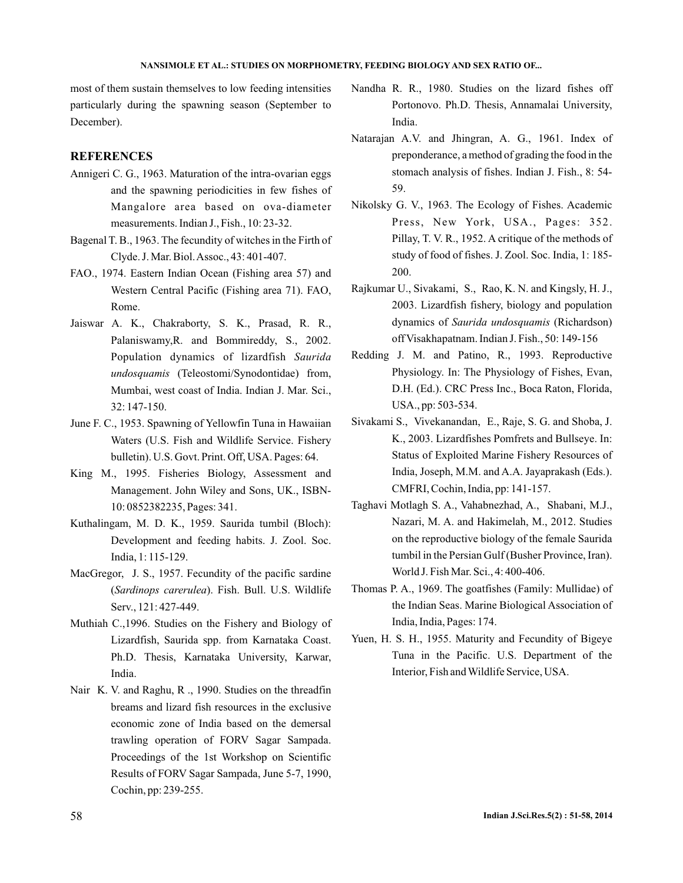most of them sustain themselves to low feeding intensities particularly during the spawning season (September to December).

## REFERENCES

Annigeri C. G., 1963. Maturation of the intra-ovarian eggs and the spawning periodicities in few fishes of Mangalore area based on ova-diameter measurements. Indian J., Fish., 10: 23-32.

Bagenal T. B., 1963. The fecundity of witches in the Firth of Clyde. J. Mar. Biol. Assoc., 43: 401-407.

FAO., 1974. Eastern Indian Ocean (Fishing area 57) and Western Central Pacific (Fishing area 71). FAO, Rome.

Jaiswar A. K., Chakraborty, S. K., Prasad, R. R., Palaniswamy,R. and Bommireddy, S., 2002. Population dynamics of lizardfish *Saurida undosquamis* (Teleostomi/Synodontidae) from, Mumbai, west coast of India. Indian J. Mar. Sci., 32: 147-150.

June F. C., 1953. Spawning of Yellowfin Tuna in Hawaiian Waters (U.S. Fish and Wildlife Service. Fishery bulletin). U.S. Govt. Print. Off, USA. Pages: 64.

King M., 1995. Fisheries Biology, Assessment and Management. John Wiley and Sons, UK., ISBN-10: 0852382235, Pages: 341.

Kuthalingam, M. D. K., 1959. Saurida tumbil (Bloch): Development and feeding habits. J. Zool. Soc. India, 1: 115-129.

MacGregor, J. S., 1957. Fecundity of the pacific sardine (*Sardinops carerulea*). Fish. Bull. U.S. Wildlife Serv., 121: 427-449.

Muthiah C.,1996. Studies on the Fishery and Biology of Lizardfish, Saurida spp. from Karnataka Coast. Ph.D. Thesis, Karnataka University, Karwar, India.

Nair K. V. and Raghu, R ., 1990. Studies on the threadfin breams and lizard fish resources in the exclusive economic zone of India based on the demersal trawling operation of FORV Sagar Sampada. Proceedings of the 1st Workshop on Scientific Results of FORV Sagar Sampada, June 5-7, 1990, Cochin, pp: 239-255.

Nandha R. R., 1980. Studies on the lizard fishes off Portonovo. Ph.D. Thesis, Annamalai University, India.

Natarajan A.V. and Jhingran, A. G., 1961. Index of preponderance, a method of grading the food in the stomach analysis of fishes. Indian J. Fish., 8: 54-59.

Nikolsky G. V., 1963. The Ecology of Fishes. Academic Press, New York, USA., Pages: 352. Pillay, T. V. R., 1952. A critique of the methods of study of food of fishes. J. Zool. Soc. India, 1: 185-200.

Rajkumar U., Sivakami, S., Rao, K. N. and Kingsly, H. J., 2003. Lizardfish fishery, biology and population dynamics of *Saurida undosquamis* (Richardson) off Visakhapatnam. Indian J. Fish., 50: 149-156

Redding J. M. and Patino, R., 1993. Reproductive Physiology. In: The Physiology of Fishes, Evan, D.H. (Ed.). CRC Press Inc., Boca Raton, Florida, USA., pp: 503-534.

Sivakami S., Vivekanandan, E., Raje, S. G. and Shoba, J. K., 2003. Lizardfishes Pomfrets and Bullseye. In: Status of Exploited Marine Fishery Resources of India, Joseph, M.M. and A.A. Jayaprakash (Eds.). CMFRI, Cochin, India, pp: 141-157.

Taghavi Motlagh S. A., Vahabnezhad, A., Shabani, M.J., Nazari, M. A. and Hakimelah, M., 2012. Studies on the reproductive biology of the female Saurida tumbil in the Persian Gulf (Busher Province, Iran). World J. Fish Mar. Sci., 4: 400-406.

Thomas P. A., 1969. The goatfishes (Family: Mullidae) of the Indian Seas. Marine Biological Association of India, India, Pages: 174.

Yuen, H. S. H., 1955. Maturity and Fecundity of Bigeye Tuna in the Pacific. U.S. Department of the Interior, Fish and Wildlife Service, USA.